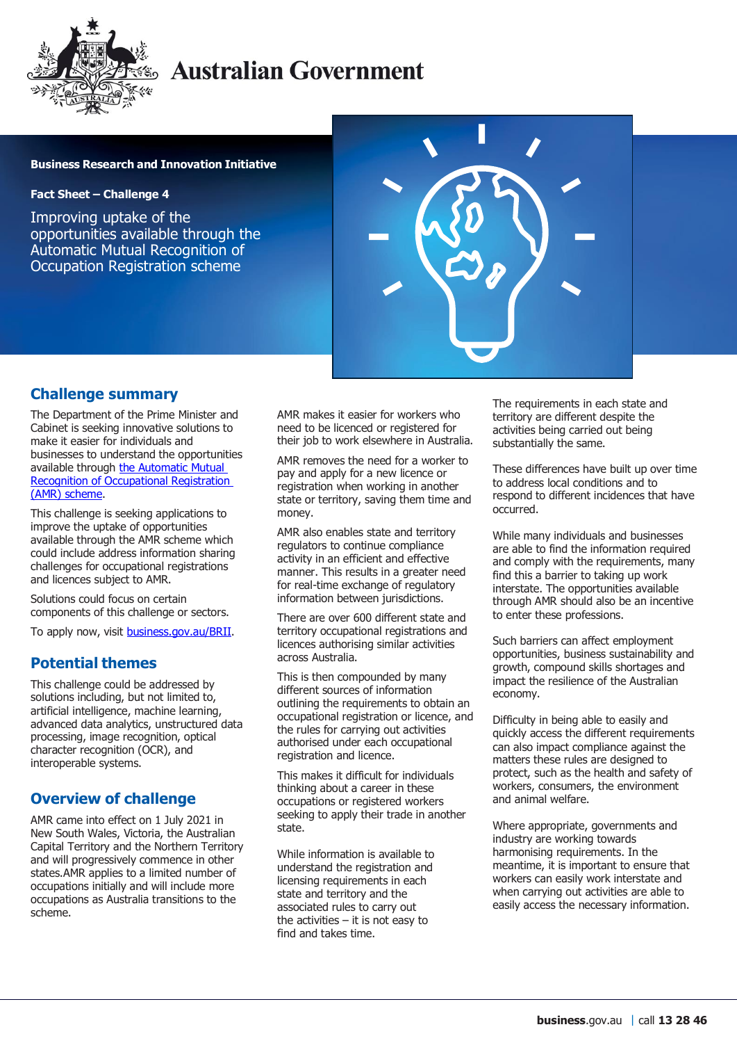Australian Government

**Business Research and Innovation Initiative**

**Fact Sheet – Challenge 4**

# Improving uptake of the opportunities available through the Automatic Mutual Recognition of Occupation Registration scheme

## Challenge summary

The Department of the Prime Minister and Cabinet is seeking innovative solutions to make it easier for individuals and businesses to understand the opportunities available through [the Automatic Mutual Recognition of Occupational Registration (AMR) scheme](#).

This challenge is seeking applications to improve the uptake of opportunities available through the AMR scheme which could include address information sharing challenges for occupational registrations and licences subject to AMR.

Solutions could focus on certain components of this challenge or sectors.

To apply now, visit [business.gov.au/BRII](#).

## Potential themes

This challenge could be addressed by solutions including, but not limited to, artificial intelligence, machine learning, advanced data analytics, unstructured data processing, image recognition, optical character recognition (OCR), and interoperable systems.

## Overview of challenge

AMR came into effect on 1 July 2021 in New South Wales, Victoria, the Australian Capital Territory and the Northern Territory and will progressively commence in other states.AMR applies to a limited number of occupations initially and will include more occupations as Australia transitions to the scheme.

AMR makes it easier for workers who need to be licenced or registered for their job to work elsewhere in Australia.

AMR removes the need for a worker to pay and apply for a new licence or registration when working in another state or territory, saving them time and money.

AMR also enables state and territory regulators to continue compliance activity in an efficient and effective manner. This results in a greater need for real-time exchange of regulatory information between jurisdictions.

There are over 600 different state and territory occupational registrations and licences authorising similar activities across Australia.

This is then compounded by many different sources of information outlining the requirements to obtain an occupational registration or licence, and the rules for carrying out activities authorised under each occupational registration and licence.

This makes it difficult for individuals thinking about a career in these occupations or registered workers seeking to apply their trade in another state.

While information is available to understand the registration and licensing requirements in each state and territory and the associated rules to carry out the activities – it is not easy to find and takes time.

The requirements in each state and territory are different despite the activities being carried out being substantially the same.

These differences have built up over time to address local conditions and to respond to different incidences that have occurred.

While many individuals and businesses are able to find the information required and comply with the requirements, many find this a barrier to taking up work interstate. The opportunities available through AMR should also be an incentive to enter these professions.

Such barriers can affect employment opportunities, business sustainability and growth, compound skills shortages and impact the resilience of the Australian economy.

Difficulty in being able to easily and quickly access the different requirements can also impact compliance against the matters these rules are designed to protect, such as the health and safety of workers, consumers, the environment and animal welfare.

Where appropriate, governments and industry are working towards harmonising requirements. In the meantime, it is important to ensure that workers can easily work interstate and when carrying out activities are able to easily access the necessary information.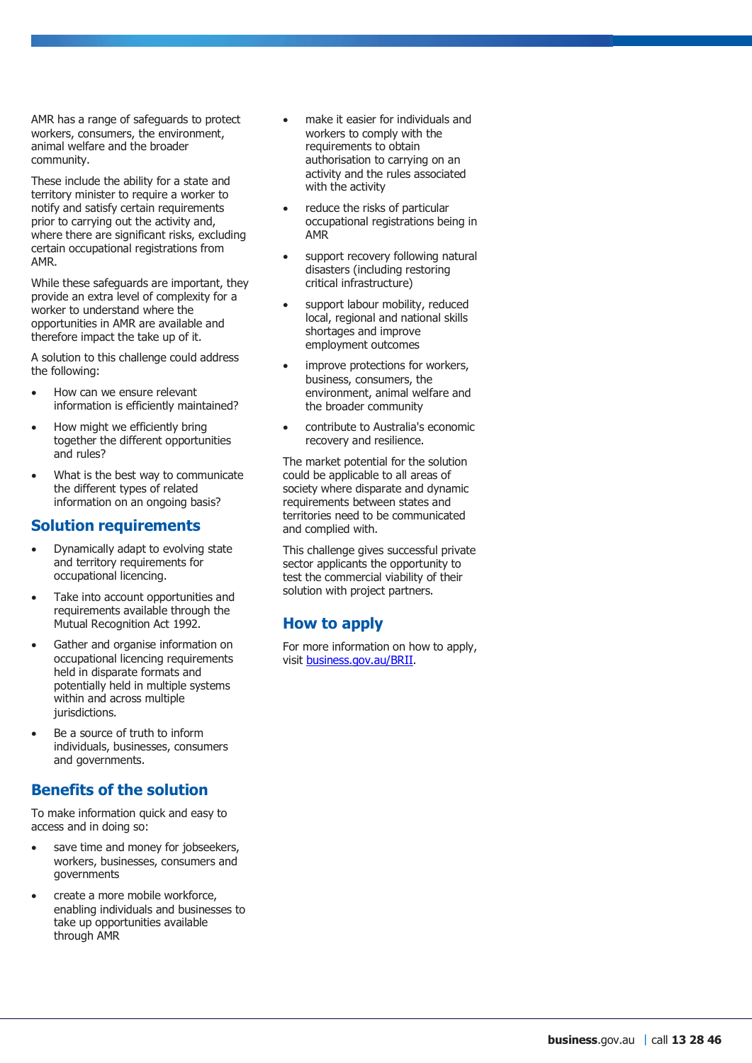AMR has a range of safeguards to protect workers, consumers, the environment, animal welfare and the broader community.

These include the ability for a state and territory minister to require a worker to notify and satisfy certain requirements prior to carrying out the activity and, where there are significant risks, excluding certain occupational registrations from AMR.

While these safeguards are important, they provide an extra level of complexity for a worker to understand where the opportunities in AMR are available and therefore impact the take up of it.

A solution to this challenge could address the following:

- How can we ensure relevant information is efficiently maintained?
- How might we efficiently bring together the different opportunities and rules?
- What is the best way to communicate the different types of related information on an ongoing basis?

## Solution requirements

- Dynamically adapt to evolving state and territory requirements for occupational licencing.
- Take into account opportunities and requirements available through the Mutual Recognition Act 1992.
- Gather and organise information on occupational licencing requirements held in disparate formats and potentially held in multiple systems within and across multiple jurisdictions.
- Be a source of truth to inform individuals, businesses, consumers and governments.

## Benefits of the solution

To make information quick and easy to access and in doing so:

- save time and money for jobseekers, workers, businesses, consumers and governments
- create a more mobile workforce, enabling individuals and businesses to take up opportunities available through AMR
- make it easier for individuals and workers to comply with the requirements to obtain authorisation to carrying on an activity and the rules associated with the activity
- reduce the risks of particular occupational registrations being in AMR
- support recovery following natural disasters (including restoring critical infrastructure)
- support labour mobility, reduced local, regional and national skills shortages and improve employment outcomes
- improve protections for workers, business, consumers, the environment, animal welfare and the broader community
- contribute to Australia's economic recovery and resilience.

The market potential for the solution could be applicable to all areas of society where disparate and dynamic requirements between states and territories need to be communicated and complied with.

This challenge gives successful private sector applicants the opportunity to test the commercial viability of their solution with project partners.

## How to apply

For more information on how to apply, visit [business.gov.au/BRII](business.gov.au/BRII).